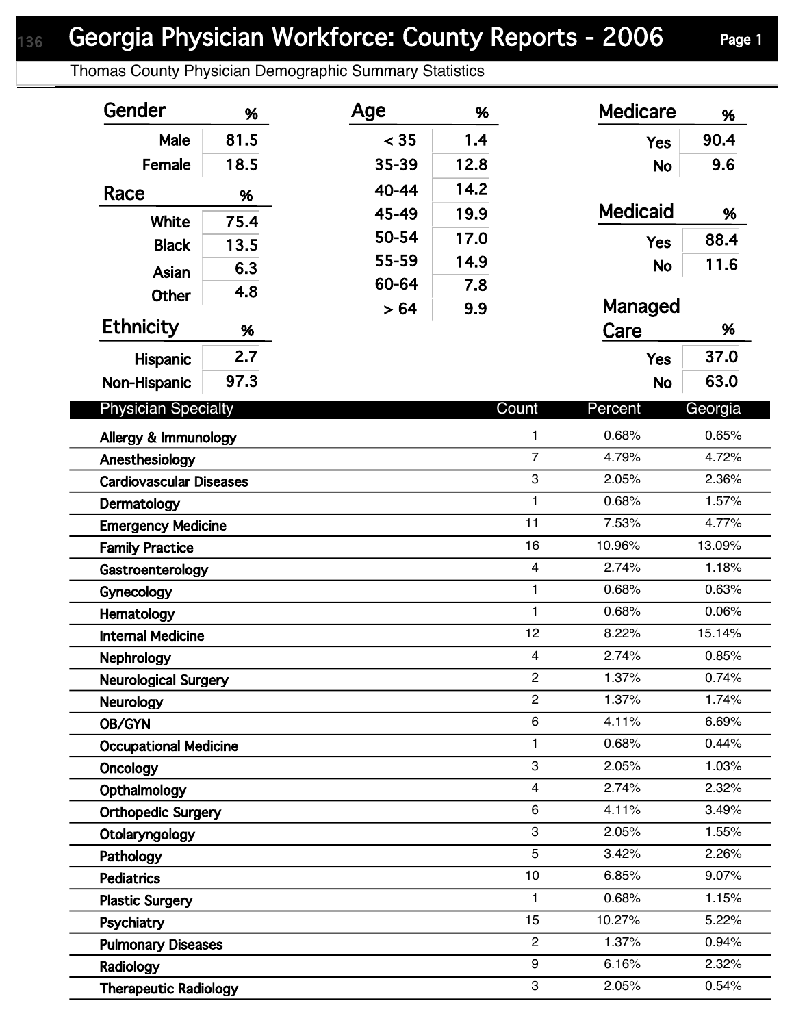# Georgia Physician Workforce: County Reports - 2006

## Thomas County Physician Demographic Summary Statistics

| Gender | % |
|---|---|
| Male | 81.5 |
| Female | 18.5 |

| Race | % |
|---|---|
| White | 75.4 |
| Black | 13.5 |
| Asian | 6.3 |
| Other | 4.8 |

| Ethnicity | % |
|---|---|
| Hispanic | 2.7 |
| Non-Hispanic | 97.3 |

| Age | % |
|---|---|
| < 35 | 1.4 |
| 35-39 | 12.8 |
| 40-44 | 14.2 |
| 45-49 | 19.9 |
| 50-54 | 17.0 |
| 55-59 | 14.9 |
| 60-64 | 7.8 |
| > 64 | 9.9 |

| Medicare | % |
|---|---|
| Yes | 90.4 |
| No | 9.6 |

| Medicaid | % |
|---|---|
| Yes | 88.4 |
| No | 11.6 |

| Managed Care | % |
|---|---|
| Yes | 37.0 |
| No | 63.0 |

| Physician Specialty | Count | Percent | Georgia |
|---|---|---|---|
| Allergy & Immunology | 1 | 0.68% | 0.65% |
| Anesthesiology | 7 | 4.79% | 4.72% |
| Cardiovascular Diseases | 3 | 2.05% | 2.36% |
| Dermatology | 1 | 0.68% | 1.57% |
| Emergency Medicine | 11 | 7.53% | 4.77% |
| Family Practice | 16 | 10.96% | 13.09% |
| Gastroenterology | 4 | 2.74% | 1.18% |
| Gynecology | 1 | 0.68% | 0.63% |
| Hematology | 1 | 0.68% | 0.06% |
| Internal Medicine | 12 | 8.22% | 15.14% |
| Nephrology | 4 | 2.74% | 0.85% |
| Neurological Surgery | 2 | 1.37% | 0.74% |
| Neurology | 2 | 1.37% | 1.74% |
| OB/GYN | 6 | 4.11% | 6.69% |
| Occupational Medicine | 1 | 0.68% | 0.44% |
| Oncology | 3 | 2.05% | 1.03% |
| Opthalmology | 4 | 2.74% | 2.32% |
| Orthopedic Surgery | 6 | 4.11% | 3.49% |
| Otolaryngology | 3 | 2.05% | 1.55% |
| Pathology | 5 | 3.42% | 2.26% |
| Pediatrics | 10 | 6.85% | 9.07% |
| Plastic Surgery | 1 | 0.68% | 1.15% |
| Psychiatry | 15 | 10.27% | 5.22% |
| Pulmonary Diseases | 2 | 1.37% | 0.94% |
| Radiology | 9 | 6.16% | 2.32% |
| Therapeutic Radiology | 3 | 2.05% | 0.54% |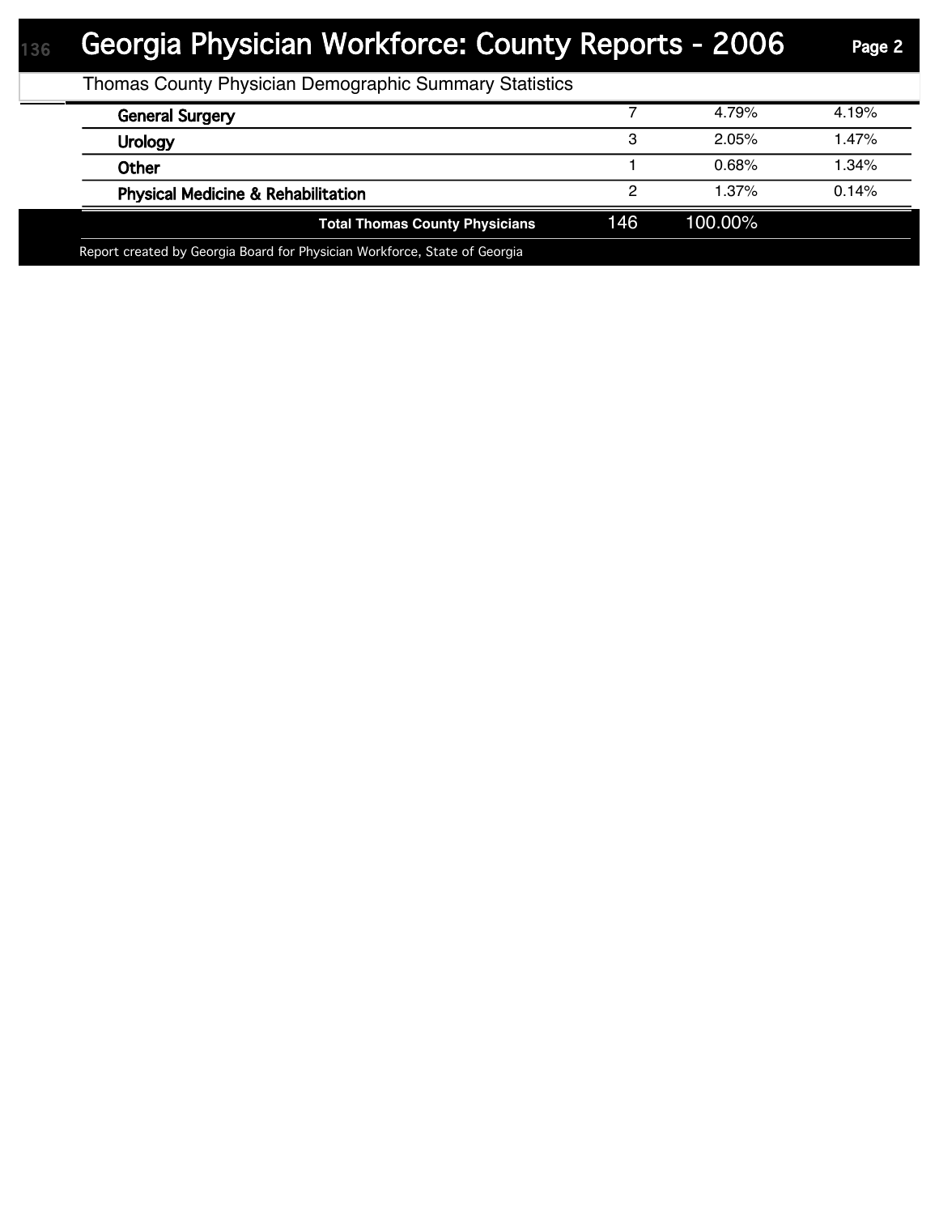## Thomas County Physician Demographic Summary Statistics

| | | | |
|---|---|---|---|
| **General Surgery** | 7 | 4.79% | 4.19% |
| **Urology** | 3 | 2.05% | 1.47% |
| **Other** | 1 | 0.68% | 1.34% |
| **Physical Medicine & Rehabilitation** | 2 | 1.37% | 0.14% |
| **Total Thomas County Physicians** | 146 | 100.00% | |

Report created by Georgia Board for Physician Workforce, State of Georgia